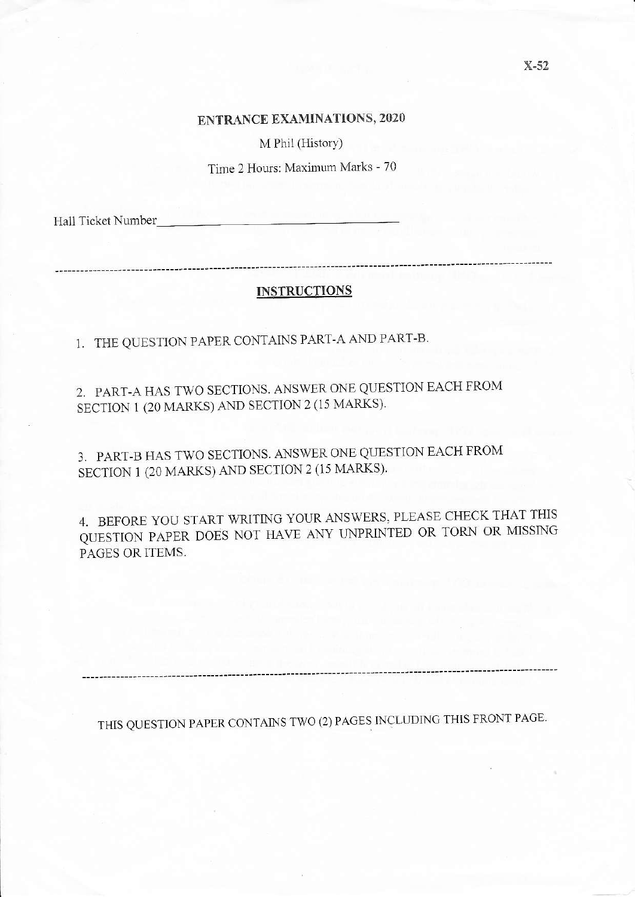X-52

# ENTRANCE EXAMINATIONS, 2020

M Phil (History)

Time 2 Hours: Maximum Marks - 70

Hall Ticket Number____________________________

---

## INSTRUCTIONS

1. THE QUESTION PAPER CONTAINS PART-A AND PART-B.

2. PART-A HAS TWO SECTIONS. ANSWER ONE QUESTION EACH FROM SECTION 1 (20 MARKS) AND SECTION 2 (15 MARKS).

3. PART-B HAS TWO SECTIONS. ANSWER ONE QUESTION EACH FROM SECTION 1 (20 MARKS) AND SECTION 2 (15 MARKS).

4. BEFORE YOU START WRITING YOUR ANSWERS, PLEASE CHECK THAT THIS QUESTION PAPER DOES NOT HAVE ANY UNPRINTED OR TORN OR MISSING PAGES OR ITEMS.

---

THIS QUESTION PAPER CONTAINS TWO (2) PAGES INCLUDING THIS FRONT PAGE.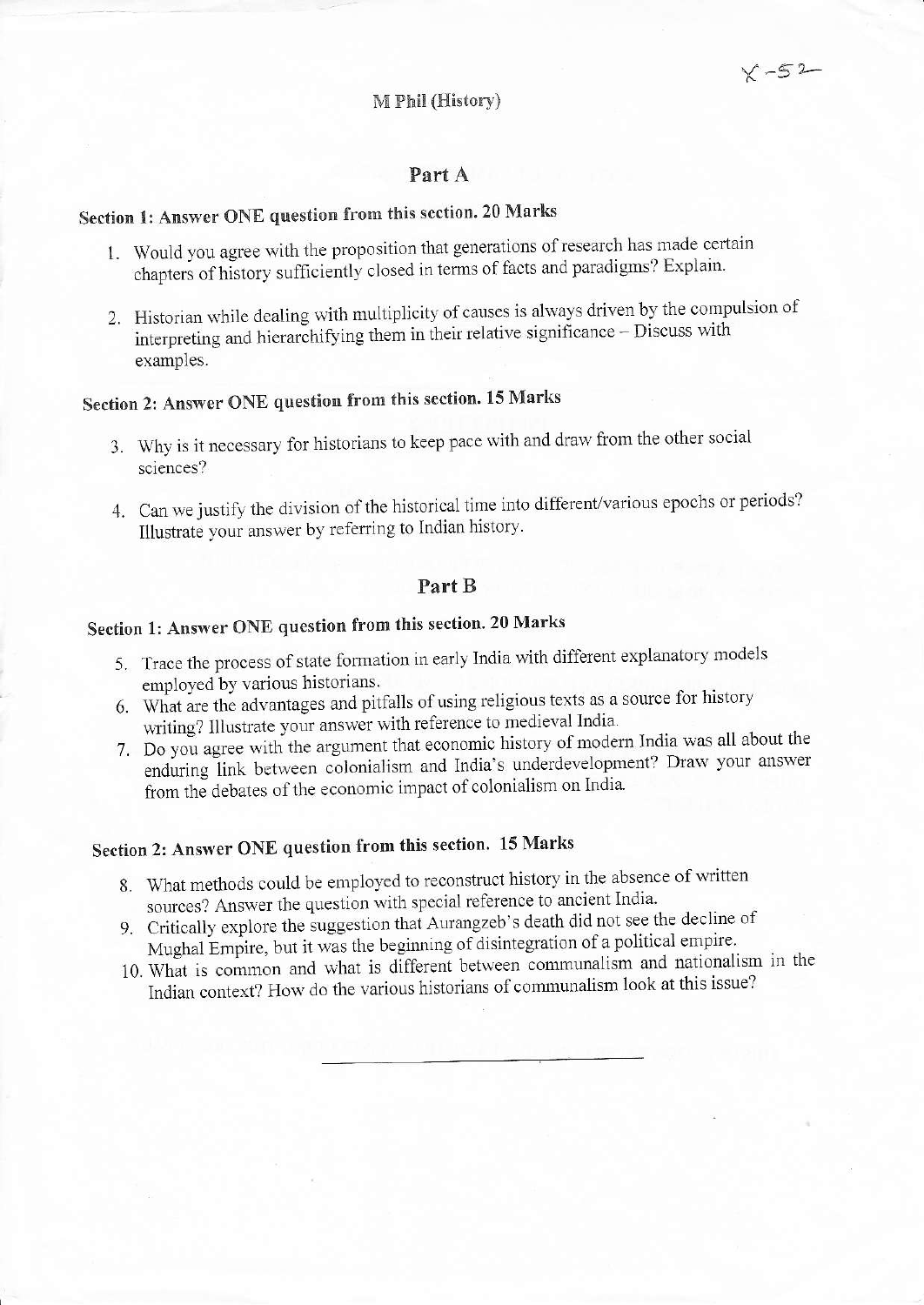X-52

M Phil (History)

## Part A

### Section 1: Answer ONE question from this section. 20 Marks

1. Would you agree with the proposition that generations of research has made certain chapters of history sufficiently closed in terms of facts and paradigms? Explain.

2. Historian while dealing with multiplicity of causes is always driven by the compulsion of interpreting and hierarchifying them in their relative significance – Discuss with examples.

### Section 2: Answer ONE question from this section. 15 Marks

3. Why is it necessary for historians to keep pace with and draw from the other social sciences?

4. Can we justify the division of the historical time into different/various epochs or periods? Illustrate your answer by referring to Indian history.

## Part B

### Section 1: Answer ONE question from this section. 20 Marks

5. Trace the process of state formation in early India with different explanatory models employed by various historians.
6. What are the advantages and pitfalls of using religious texts as a source for history writing? Illustrate your answer with reference to medieval India.
7. Do you agree with the argument that economic history of modern India was all about the enduring link between colonialism and India's underdevelopment? Draw your answer from the debates of the economic impact of colonialism on India.

### Section 2: Answer ONE question from this section. 15 Marks

8. What methods could be employed to reconstruct history in the absence of written sources? Answer the question with special reference to ancient India.
9. Critically explore the suggestion that Aurangzeb's death did not see the decline of Mughal Empire, but it was the beginning of disintegration of a political empire.
10. What is common and what is different between communalism and nationalism in the Indian context? How do the various historians of communalism look at this issue?